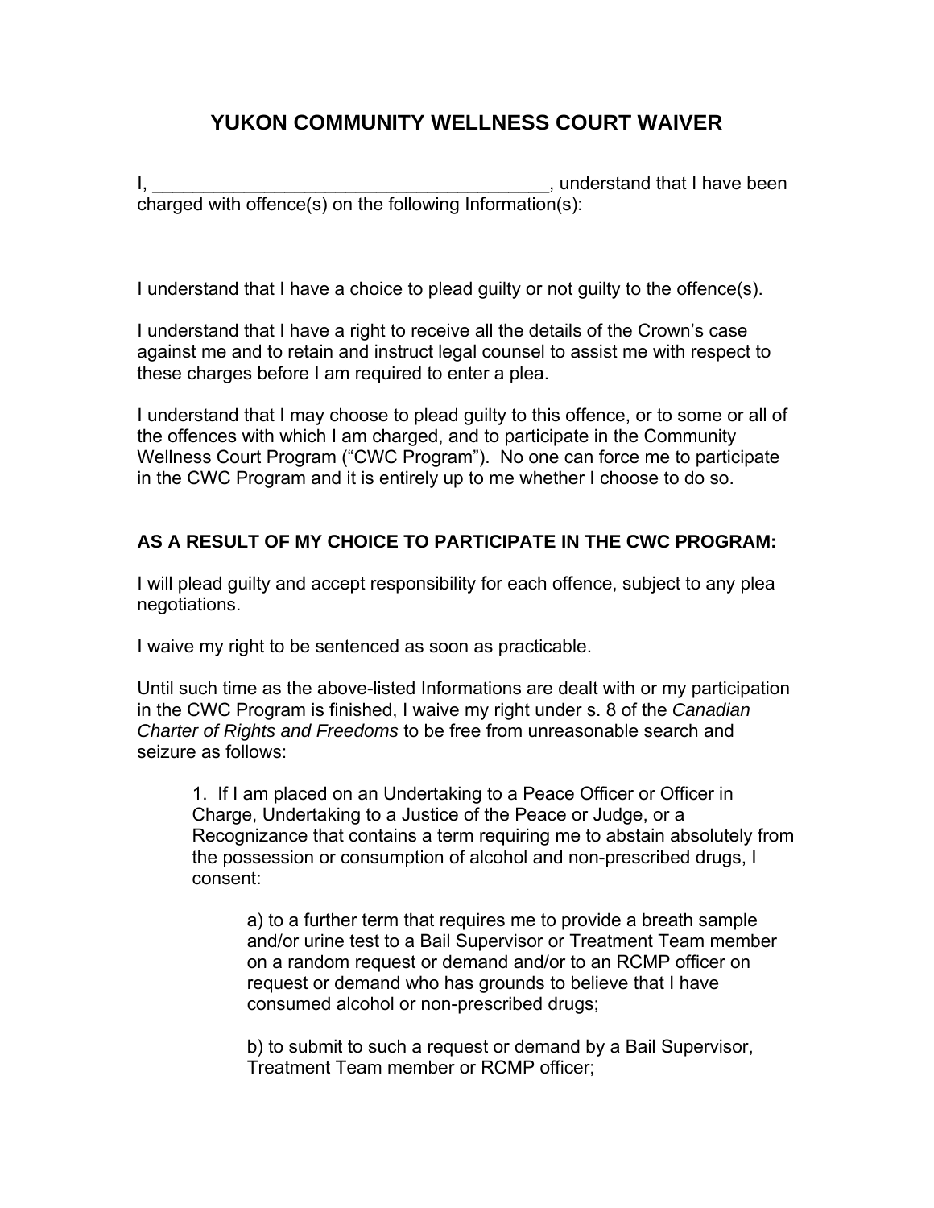# YUKON COMMUNITY WELLNESS COURT WAIVER

I, ________________________________________, understand that I have been charged with offence(s) on the following Information(s):

I understand that I have a choice to plead guilty or not guilty to the offence(s).

I understand that I have a right to receive all the details of the Crown's case against me and to retain and instruct legal counsel to assist me with respect to these charges before I am required to enter a plea.

I understand that I may choose to plead guilty to this offence, or to some or all of the offences with which I am charged, and to participate in the Community Wellness Court Program ("CWC Program"). No one can force me to participate in the CWC Program and it is entirely up to me whether I choose to do so.

**AS A RESULT OF MY CHOICE TO PARTICIPATE IN THE CWC PROGRAM:**

I will plead guilty and accept responsibility for each offence, subject to any plea negotiations.

I waive my right to be sentenced as soon as practicable.

Until such time as the above-listed Informations are dealt with or my participation in the CWC Program is finished, I waive my right under s. 8 of the *Canadian Charter of Rights and Freedoms* to be free from unreasonable search and seizure as follows:

> 1. If I am placed on an Undertaking to a Peace Officer or Officer in Charge, Undertaking to a Justice of the Peace or Judge, or a Recognizance that contains a term requiring me to abstain absolutely from the possession or consumption of alcohol and non-prescribed drugs, I consent:
>
> > a) to a further term that requires me to provide a breath sample and/or urine test to a Bail Supervisor or Treatment Team member on a random request or demand and/or to an RCMP officer on request or demand who has grounds to believe that I have consumed alcohol or non-prescribed drugs;
> >
> > b) to submit to such a request or demand by a Bail Supervisor, Treatment Team member or RCMP officer;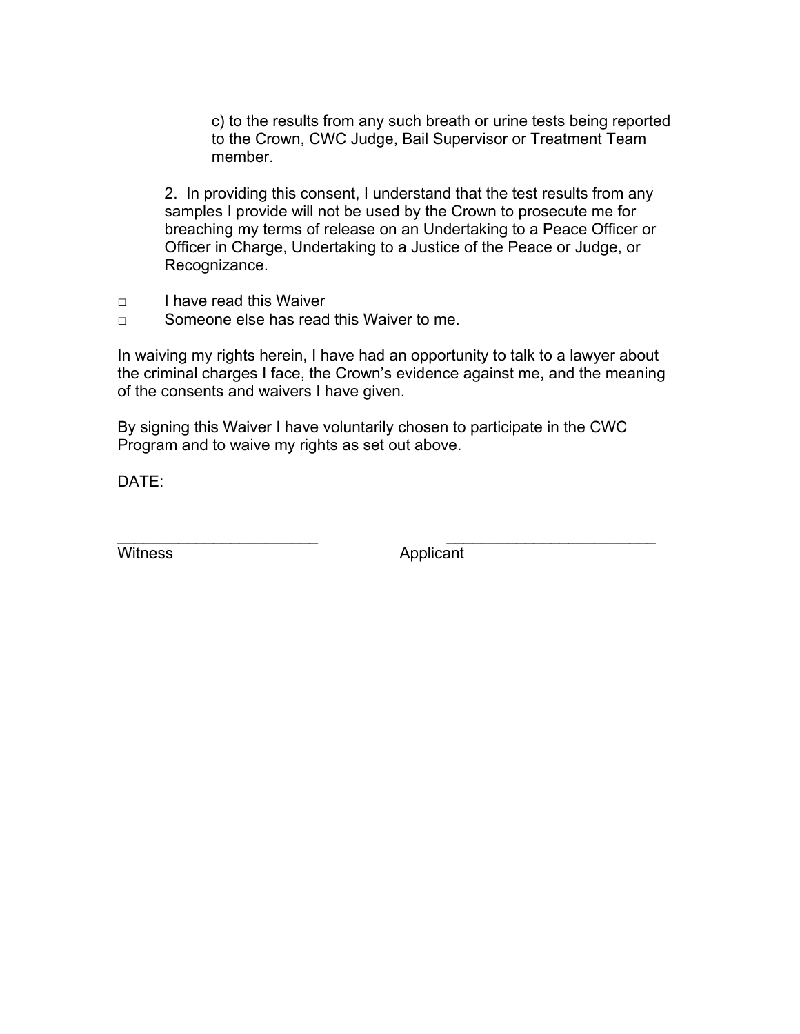c) to the results from any such breath or urine tests being reported to the Crown, CWC Judge, Bail Supervisor or Treatment Team member.

2. In providing this consent, I understand that the test results from any samples I provide will not be used by the Crown to prosecute me for breaching my terms of release on an Undertaking to a Peace Officer or Officer in Charge, Undertaking to a Justice of the Peace or Judge, or Recognizance.

- □ I have read this Waiver
- □ Someone else has read this Waiver to me.

In waiving my rights herein, I have had an opportunity to talk to a lawyer about the criminal charges I face, the Crown's evidence against me, and the meaning of the consents and waivers I have given.

By signing this Waiver I have voluntarily chosen to participate in the CWC Program and to waive my rights as set out above.

DATE:

_______________________ _______________________

Witness Applicant